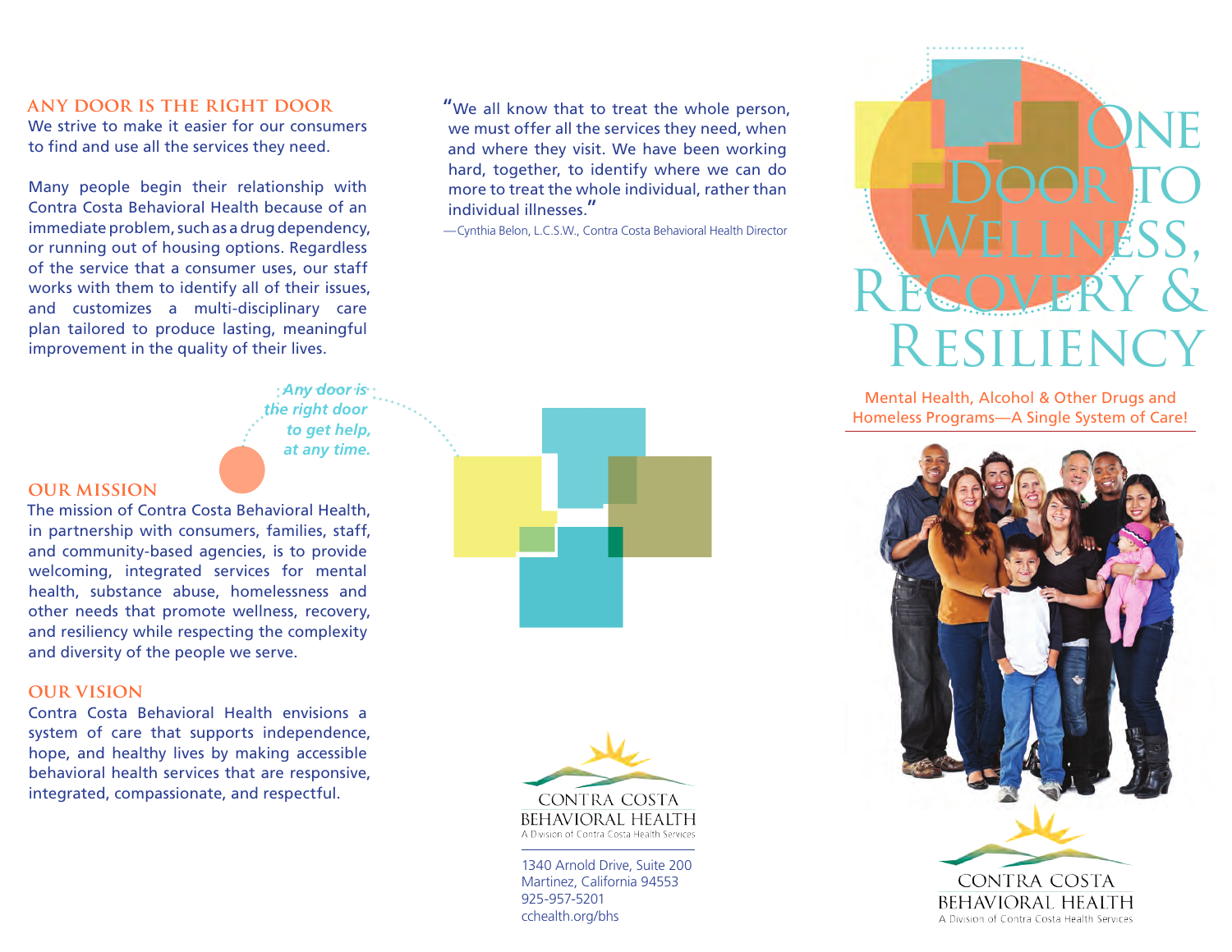## ANY DOOR IS THE RIGHT DOOR

We strive to make it easier for our consumers to find and use all the services they need.

Many people begin their relationship with Contra Costa Behavioral Health because of an immediate problem, such as a drug dependency, or running out of housing options. Regardless of the service that a consumer uses, our staff works with them to identify all of their issues, and customizes a multi-disciplinary care plan tailored to produce lasting, meaningful improvement in the quality of their lives.

*Any door is the right door to get help, at any time.*

## OUR MISSION

The mission of Contra Costa Behavioral Health, in partnership with consumers, families, staff, and community-based agencies, is to provide welcoming, integrated services for mental health, substance abuse, homelessness and other needs that promote wellness, recovery, and resiliency while respecting the complexity and diversity of the people we serve.

## OUR VISION

Contra Costa Behavioral Health envisions a system of care that supports independence, hope, and healthy lives by making accessible behavioral health services that are responsive, integrated, compassionate, and respectful.

"We all know that to treat the whole person, we must offer all the services they need, when and where they visit. We have been working hard, together, to identify where we can do more to treat the whole individual, rather than individual illnesses."

—Cynthia Belon, L.C.S.W., Contra Costa Behavioral Health Director

CONTRA COSTA
BEHAVIORAL HEALTH
A Division of Contra Costa Health Services

1340 Arnold Drive, Suite 200
Martinez, California 94553
925-957-5201
cchealth.org/bhs

# One Door to Wellness, Recovery & Resiliency

Mental Health, Alcohol & Other Drugs and Homeless Programs—A Single System of Care!

CONTRA COSTA
BEHAVIORAL HEALTH
A Division of Contra Costa Health Services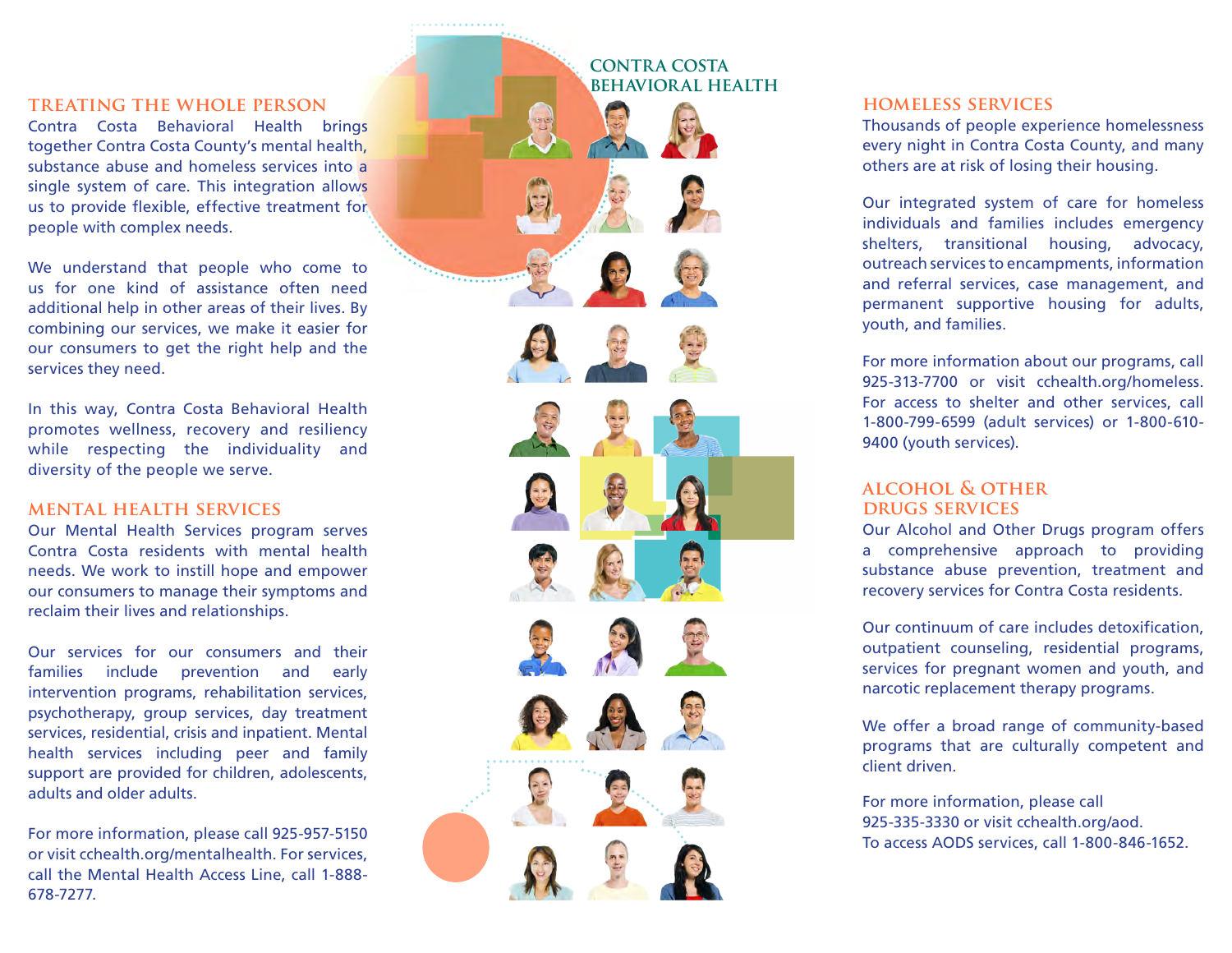## TREATING THE WHOLE PERSON

Contra Costa Behavioral Health brings together Contra Costa County's mental health, substance abuse and homeless services into a single system of care. This integration allows us to provide flexible, effective treatment for people with complex needs.

We understand that people who come to us for one kind of assistance often need additional help in other areas of their lives. By combining our services, we make it easier for our consumers to get the right help and the services they need.

In this way, Contra Costa Behavioral Health promotes wellness, recovery and resiliency while respecting the individuality and diversity of the people we serve.

## MENTAL HEALTH SERVICES

Our Mental Health Services program serves Contra Costa residents with mental health needs. We work to instill hope and empower our consumers to manage their symptoms and reclaim their lives and relationships.

Our services for our consumers and their families include prevention and early intervention programs, rehabilitation services, psychotherapy, group services, day treatment services, residential, crisis and inpatient. Mental health services including peer and family support are provided for children, adolescents, adults and older adults.

For more information, please call 925-957-5150 or visit cchealth.org/mentalhealth. For services, call the Mental Health Access Line, call 1-888-678-7277.

# CONTRA COSTA BEHAVIORAL HEALTH

## HOMELESS SERVICES

Thousands of people experience homelessness every night in Contra Costa County, and many others are at risk of losing their housing.

Our integrated system of care for homeless individuals and families includes emergency shelters, transitional housing, advocacy, outreach services to encampments, information and referral services, case management, and permanent supportive housing for adults, youth, and families.

For more information about our programs, call 925-313-7700 or visit cchealth.org/homeless. For access to shelter and other services, call 1-800-799-6599 (adult services) or 1-800-610-9400 (youth services).

## ALCOHOL & OTHER DRUGS SERVICES

Our Alcohol and Other Drugs program offers a comprehensive approach to providing substance abuse prevention, treatment and recovery services for Contra Costa residents.

Our continuum of care includes detoxification, outpatient counseling, residential programs, services for pregnant women and youth, and narcotic replacement therapy programs.

We offer a broad range of community-based programs that are culturally competent and client driven.

For more information, please call 925-335-3330 or visit cchealth.org/aod. To access AODS services, call 1-800-846-1652.